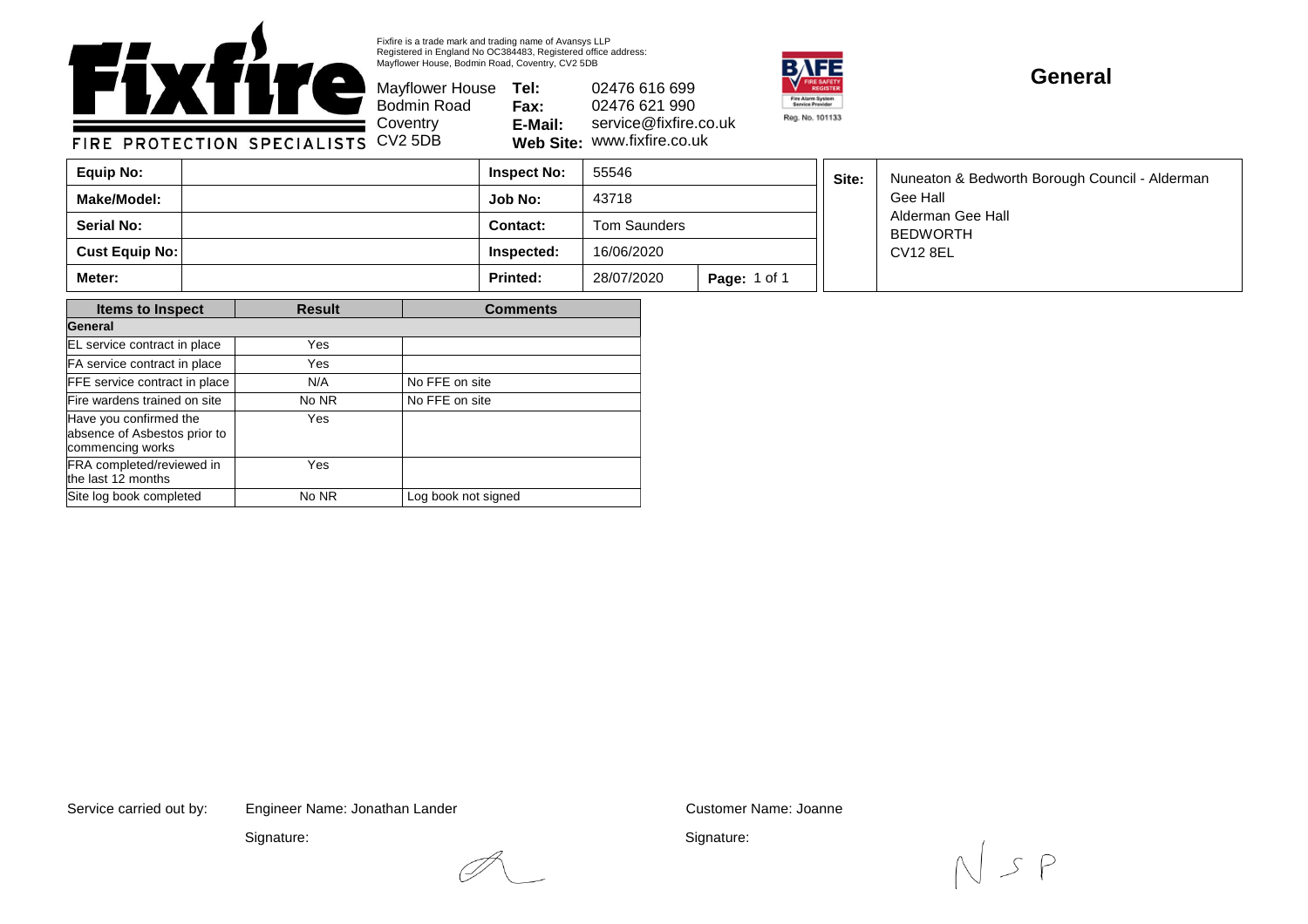Fixfire is a trade mark and trading name of Avansys LLP
Registered in England No OC384483, Registered office address:
Mayflower House, Bodmin Road, Coventry, CV2 5DB

**Fixfire** FIRE PROTECTION SPECIALISTS

Mayflower House
Bodmin Road
Coventry
CV2 5DB

**Tel:** 02476 616 699
**Fax:** 02476 621 990
**E-Mail:** service@fixfire.co.uk
**Web Site:** www.fixfire.co.uk

BAFE FIRE SAFETY REGISTER Fire Alarm System Service Provider Reg. No. 101133

# General

| **Equip No:** | | **Inspect No:** | 55546 | |
|---|---|---|---|---|
| **Make/Model:** | | **Job No:** | 43718 | |
| **Serial No:** | | **Contact:** | Tom Saunders | |
| **Cust Equip No:** | | **Inspected:** | 16/06/2020 | |
| **Meter:** | | **Printed:** | 28/07/2020 | **Page:** 1 of 1 |

**Site:** Nuneaton & Bedworth Borough Council - Alderman Gee Hall
Alderman Gee Hall
BEDWORTH
CV12 8EL

| Items to Inspect | Result | Comments |
|---|---|---|
| **General** | | |
| EL service contract in place | Yes | |
| FA service contract in place | Yes | |
| FFE service contract in place | N/A | No FFE on site |
| Fire wardens trained on site | No NR | No FFE on site |
| Have you confirmed the absence of Asbestos prior to commencing works | Yes | |
| FRA completed/reviewed in the last 12 months | Yes | |
| Site log book completed | No NR | Log book not signed |

Service carried out by: Engineer Name: Jonathan Lander

Signature:

Customer Name: Joanne

Signature: N S P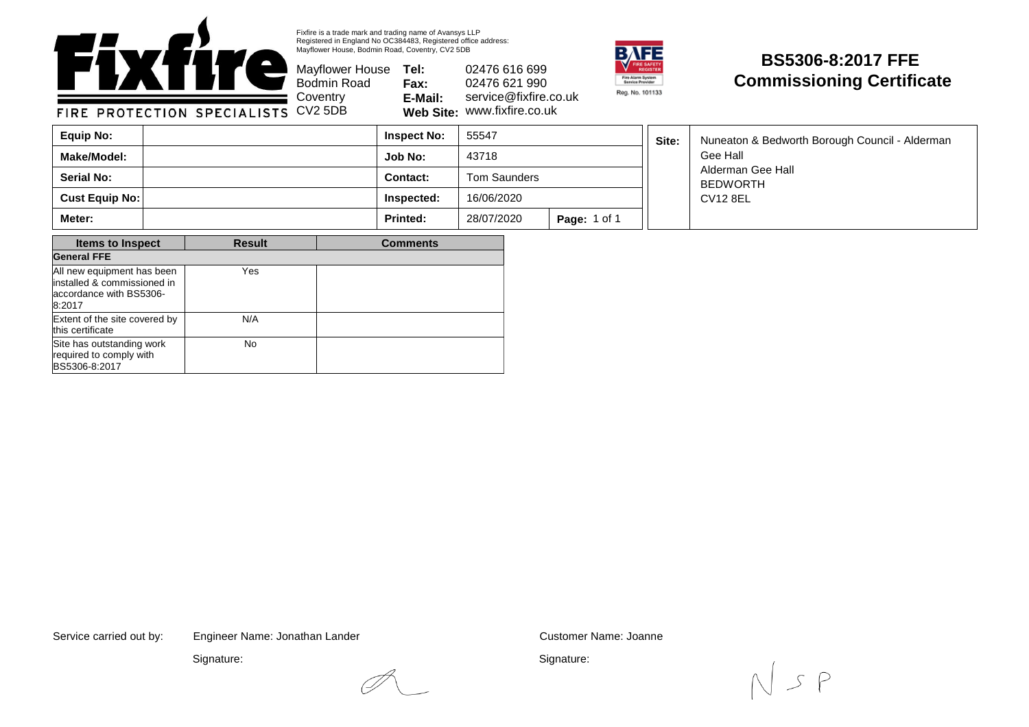Fixfire is a trade mark and trading name of Avansys LLP
Registered in England No OC384483, Registered office address:
Mayflower House, Bodmin Road, Coventry, CV2 5DB

FIRE PROTECTION SPECIALISTS

Mayflower House
Bodmin Road
Coventry
CV2 5DB

**Tel:** 02476 616 699
**Fax:** 02476 621 990
**E-Mail:** service@fixfire.co.uk
**Web Site:** www.fixfire.co.uk

Reg. No. 101133

# BS5306-8:2017 FFE Commissioning Certificate

| | | | | |
|---|---|---|---|---|
| **Equip No:** | | **Inspect No:** | 55547 | |
| **Make/Model:** | | **Job No:** | 43718 | |
| **Serial No:** | | **Contact:** | Tom Saunders | |
| **Cust Equip No:** | | **Inspected:** | 16/06/2020 | |
| **Meter:** | | **Printed:** | 28/07/2020 | **Page:** 1 of 1 |

**Site:** Nuneaton & Bedworth Borough Council - Alderman Gee Hall
Alderman Gee Hall
BEDWORTH
CV12 8EL

| Items to Inspect | Result | Comments |
|---|---|---|
| **General FFE** | | |
| All new equipment has been installed & commissioned in accordance with BS5306-8:2017 | Yes | |
| Extent of the site covered by this certificate | N/A | |
| Site has outstanding work required to comply with BS5306-8:2017 | No | |

Service carried out by: Engineer Name: Jonathan Lander

Signature:

Customer Name: Joanne

Signature:

NSP